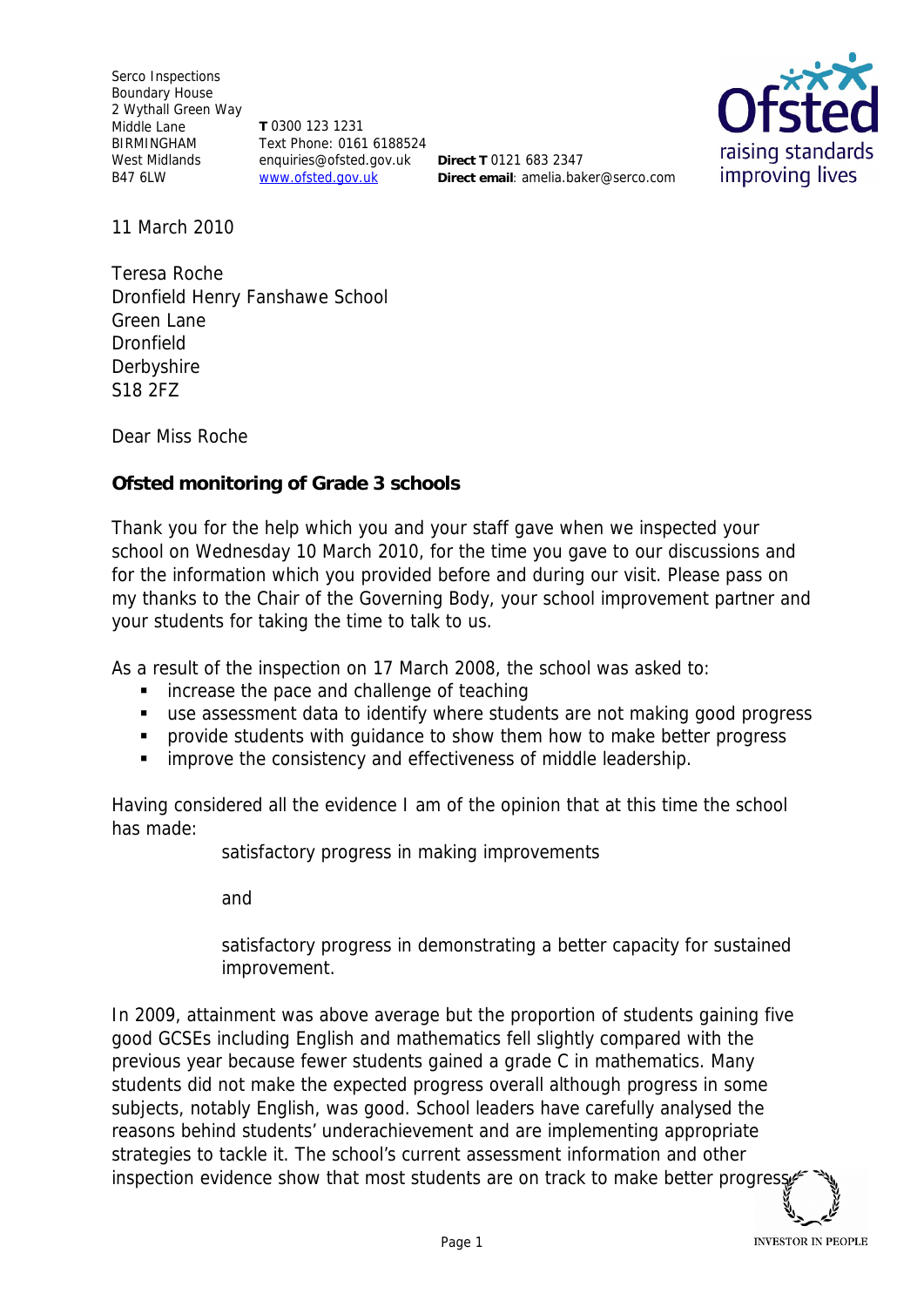Serco Inspections
Boundary House
2 Wythall Green Way
Middle Lane
BIRMINGHAM
West Midlands
B47 6LW

**T** 0300 123 1231
Text Phone: 0161 6188524
enquiries@ofsted.gov.uk
www.ofsted.gov.uk

**Direct T** 0121 683 2347
**Direct email**: amelia.baker@serco.com

11 March 2010

Teresa Roche
Dronfield Henry Fanshawe School
Green Lane
Dronfield
Derbyshire
S18 2FZ

Dear Miss Roche

**Ofsted monitoring of Grade 3 schools**

Thank you for the help which you and your staff gave when we inspected your school on Wednesday 10 March 2010, for the time you gave to our discussions and for the information which you provided before and during our visit. Please pass on my thanks to the Chair of the Governing Body, your school improvement partner and your students for taking the time to talk to us.

As a result of the inspection on 17 March 2008, the school was asked to:

- increase the pace and challenge of teaching
- use assessment data to identify where students are not making good progress
- provide students with guidance to show them how to make better progress
- improve the consistency and effectiveness of middle leadership.

Having considered all the evidence I am of the opinion that at this time the school has made:

satisfactory progress in making improvements

and

satisfactory progress in demonstrating a better capacity for sustained improvement.

In 2009, attainment was above average but the proportion of students gaining five good GCSEs including English and mathematics fell slightly compared with the previous year because fewer students gained a grade C in mathematics. Many students did not make the expected progress overall although progress in some subjects, notably English, was good. School leaders have carefully analysed the reasons behind students' underachievement and are implementing appropriate strategies to tackle it. The school's current assessment information and other inspection evidence show that most students are on track to make better progress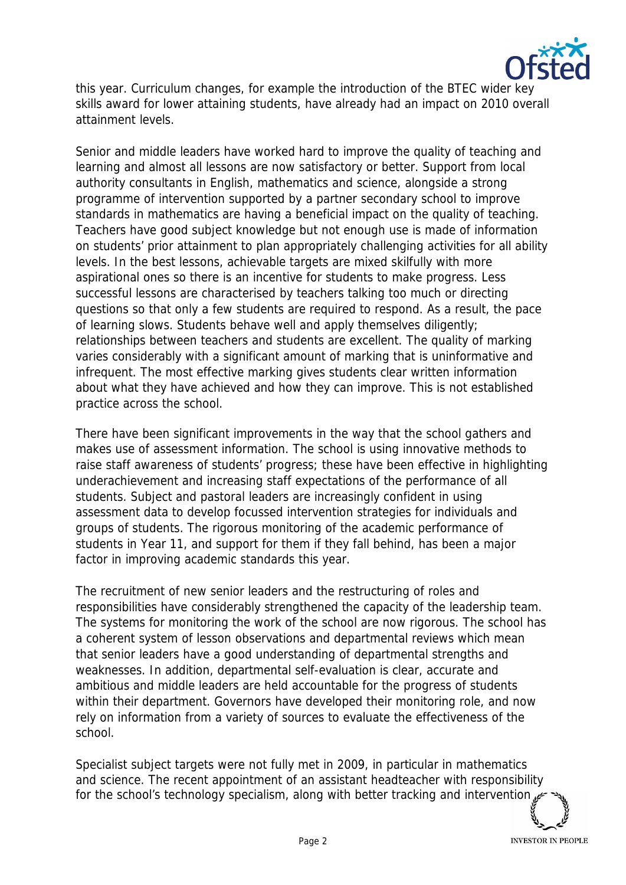this year. Curriculum changes, for example the introduction of the BTEC wider key skills award for lower attaining students, have already had an impact on 2010 overall attainment levels.

Senior and middle leaders have worked hard to improve the quality of teaching and learning and almost all lessons are now satisfactory or better. Support from local authority consultants in English, mathematics and science, alongside a strong programme of intervention supported by a partner secondary school to improve standards in mathematics are having a beneficial impact on the quality of teaching. Teachers have good subject knowledge but not enough use is made of information on students' prior attainment to plan appropriately challenging activities for all ability levels. In the best lessons, achievable targets are mixed skilfully with more aspirational ones so there is an incentive for students to make progress. Less successful lessons are characterised by teachers talking too much or directing questions so that only a few students are required to respond. As a result, the pace of learning slows. Students behave well and apply themselves diligently; relationships between teachers and students are excellent. The quality of marking varies considerably with a significant amount of marking that is uninformative and infrequent. The most effective marking gives students clear written information about what they have achieved and how they can improve. This is not established practice across the school.

There have been significant improvements in the way that the school gathers and makes use of assessment information. The school is using innovative methods to raise staff awareness of students' progress; these have been effective in highlighting underachievement and increasing staff expectations of the performance of all students. Subject and pastoral leaders are increasingly confident in using assessment data to develop focussed intervention strategies for individuals and groups of students. The rigorous monitoring of the academic performance of students in Year 11, and support for them if they fall behind, has been a major factor in improving academic standards this year.

The recruitment of new senior leaders and the restructuring of roles and responsibilities have considerably strengthened the capacity of the leadership team. The systems for monitoring the work of the school are now rigorous. The school has a coherent system of lesson observations and departmental reviews which mean that senior leaders have a good understanding of departmental strengths and weaknesses. In addition, departmental self-evaluation is clear, accurate and ambitious and middle leaders are held accountable for the progress of students within their department. Governors have developed their monitoring role, and now rely on information from a variety of sources to evaluate the effectiveness of the school.

Specialist subject targets were not fully met in 2009, in particular in mathematics and science. The recent appointment of an assistant headteacher with responsibility for the school's technology specialism, along with better tracking and intervention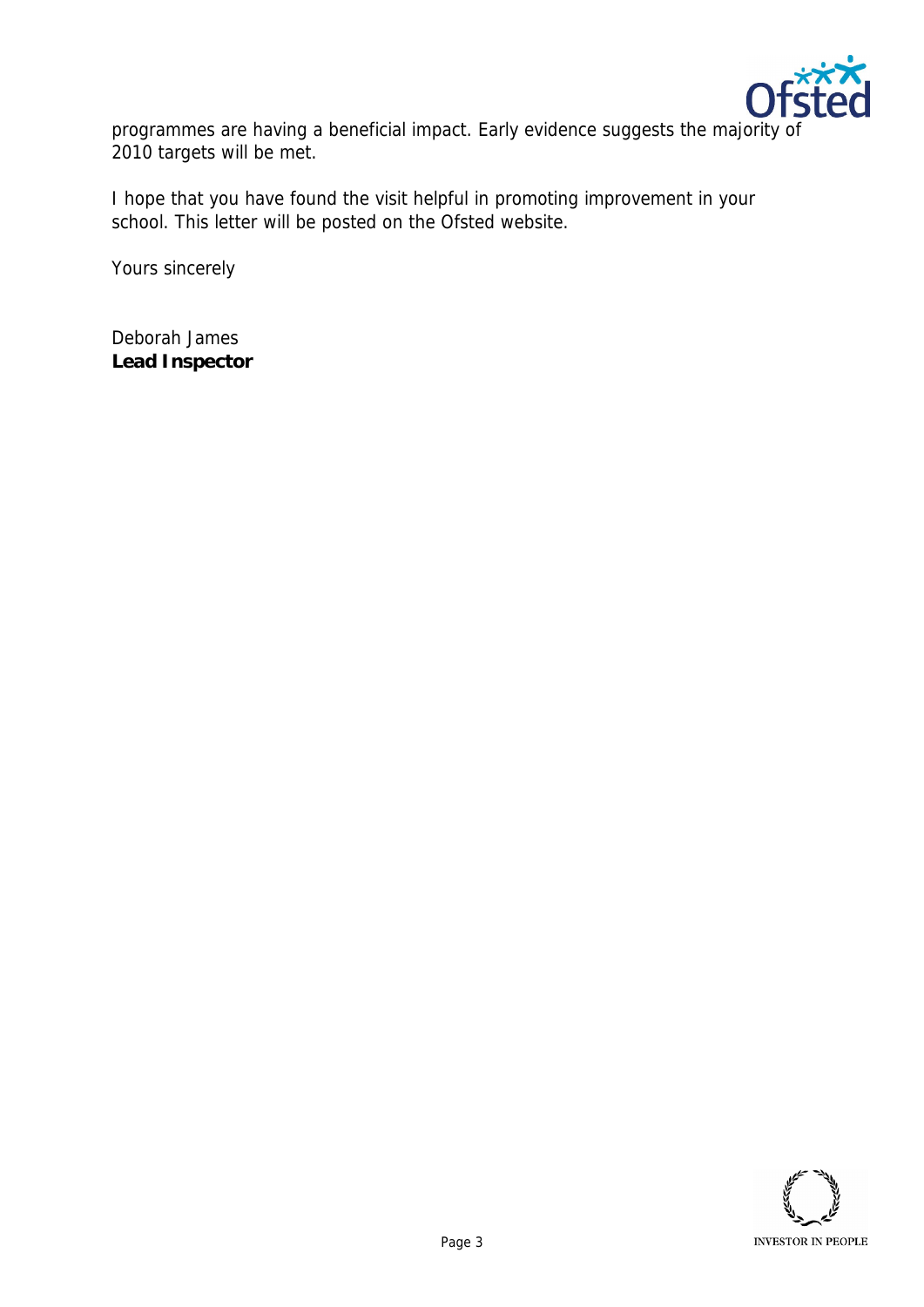programmes are having a beneficial impact. Early evidence suggests the majority of 2010 targets will be met.

I hope that you have found the visit helpful in promoting improvement in your school. This letter will be posted on the Ofsted website.

Yours sincerely

Deborah James
**Lead Inspector**